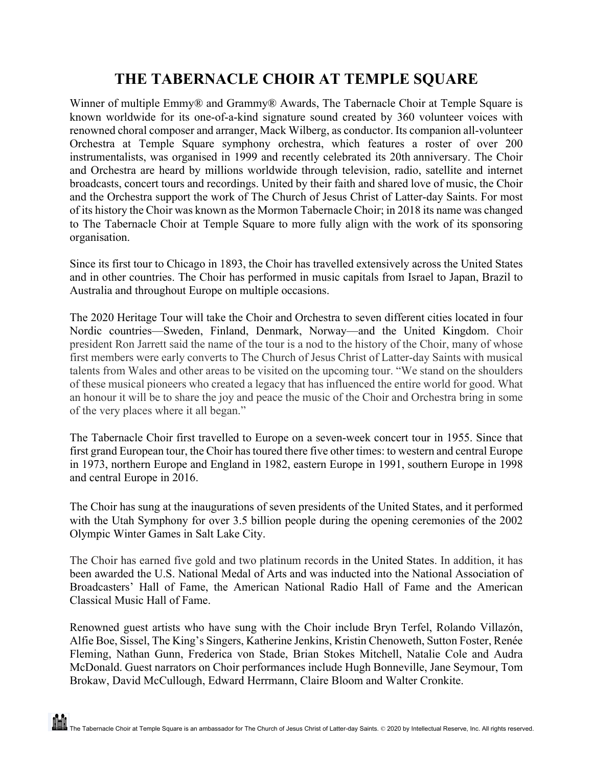# THE TABERNACLE CHOIR AT TEMPLE SQUARE

Winner of multiple Emmy® and Grammy® Awards, The Tabernacle Choir at Temple Square is known worldwide for its one-of-a-kind signature sound created by 360 volunteer voices with renowned choral composer and arranger, Mack Wilberg, as conductor. Its companion all-volunteer Orchestra at Temple Square symphony orchestra, which features a roster of over 200 instrumentalists, was organised in 1999 and recently celebrated its 20th anniversary. The Choir and Orchestra are heard by millions worldwide through television, radio, satellite and internet broadcasts, concert tours and recordings. United by their faith and shared love of music, the Choir and the Orchestra support the work of The Church of Jesus Christ of Latter-day Saints. For most of its history the Choir was known as the Mormon Tabernacle Choir; in 2018 its name was changed to The Tabernacle Choir at Temple Square to more fully align with the work of its sponsoring organisation.

Since its first tour to Chicago in 1893, the Choir has travelled extensively across the United States and in other countries. The Choir has performed in music capitals from Israel to Japan, Brazil to Australia and throughout Europe on multiple occasions.

The 2020 Heritage Tour will take the Choir and Orchestra to seven different cities located in four Nordic countries—Sweden, Finland, Denmark, Norway—and the United Kingdom. Choir president Ron Jarrett said the name of the tour is a nod to the history of the Choir, many of whose first members were early converts to The Church of Jesus Christ of Latter-day Saints with musical talents from Wales and other areas to be visited on the upcoming tour. "We stand on the shoulders of these musical pioneers who created a legacy that has influenced the entire world for good. What an honour it will be to share the joy and peace the music of the Choir and Orchestra bring in some of the very places where it all began."

The Tabernacle Choir first travelled to Europe on a seven-week concert tour in 1955. Since that first grand European tour, the Choir has toured there five other times: to western and central Europe in 1973, northern Europe and England in 1982, eastern Europe in 1991, southern Europe in 1998 and central Europe in 2016.

The Choir has sung at the inaugurations of seven presidents of the United States, and it performed with the Utah Symphony for over 3.5 billion people during the opening ceremonies of the 2002 Olympic Winter Games in Salt Lake City.

The Choir has earned five gold and two platinum records in the United States. In addition, it has been awarded the U.S. National Medal of Arts and was inducted into the National Association of Broadcasters' Hall of Fame, the American National Radio Hall of Fame and the American Classical Music Hall of Fame.

Renowned guest artists who have sung with the Choir include Bryn Terfel, Rolando Villazón, Alfie Boe, Sissel, The King's Singers, Katherine Jenkins, Kristin Chenoweth, Sutton Foster, Renée Fleming, Nathan Gunn, Frederica von Stade, Brian Stokes Mitchell, Natalie Cole and Audra McDonald. Guest narrators on Choir performances include Hugh Bonneville, Jane Seymour, Tom Brokaw, David McCullough, Edward Herrmann, Claire Bloom and Walter Cronkite.

The Tabernacle Choir at Temple Square is an ambassador for The Church of Jesus Christ of Latter-day Saints. © 2020 by Intellectual Reserve, Inc. All rights reserved.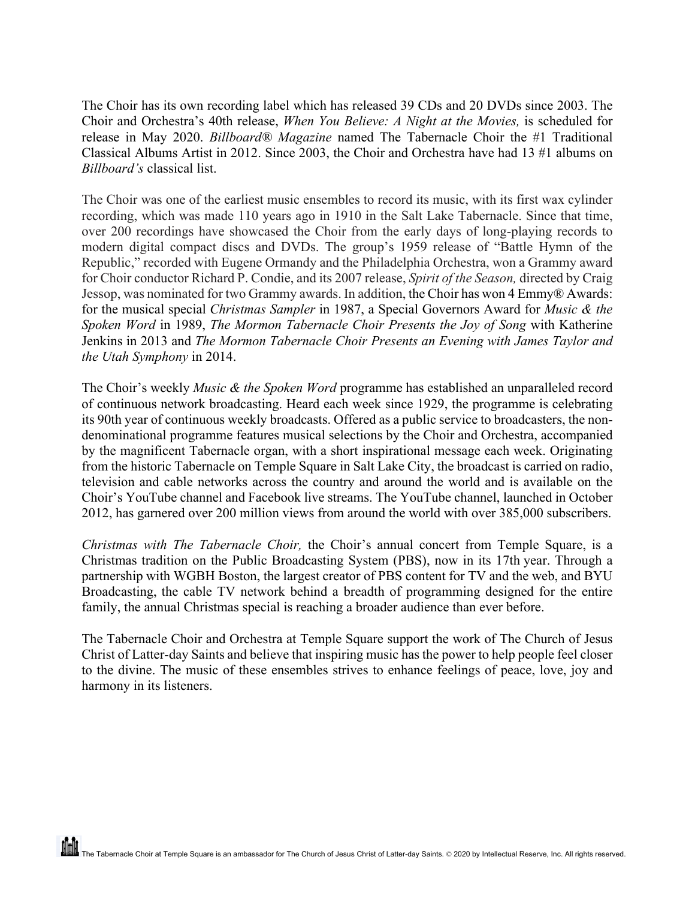The Choir has its own recording label which has released 39 CDs and 20 DVDs since 2003. The Choir and Orchestra's 40th release, *When You Believe: A Night at the Movies,* is scheduled for release in May 2020. *Billboard® Magazine* named The Tabernacle Choir the #1 Traditional Classical Albums Artist in 2012. Since 2003, the Choir and Orchestra have had 13 #1 albums on *Billboard's* classical list.

The Choir was one of the earliest music ensembles to record its music, with its first wax cylinder recording, which was made 110 years ago in 1910 in the Salt Lake Tabernacle. Since that time, over 200 recordings have showcased the Choir from the early days of long-playing records to modern digital compact discs and DVDs. The group's 1959 release of "Battle Hymn of the Republic," recorded with Eugene Ormandy and the Philadelphia Orchestra, won a Grammy award for Choir conductor Richard P. Condie, and its 2007 release, *Spirit of the Season,* directed by Craig Jessop, was nominated for two Grammy awards. In addition, the Choir has won 4 Emmy® Awards: for the musical special *Christmas Sampler* in 1987, a Special Governors Award for *Music & the Spoken Word* in 1989, *The Mormon Tabernacle Choir Presents the Joy of Song* with Katherine Jenkins in 2013 and *The Mormon Tabernacle Choir Presents an Evening with James Taylor and the Utah Symphony* in 2014.

The Choir's weekly *Music & the Spoken Word* programme has established an unparalleled record of continuous network broadcasting. Heard each week since 1929, the programme is celebrating its 90th year of continuous weekly broadcasts. Offered as a public service to broadcasters, the non-denominational programme features musical selections by the Choir and Orchestra, accompanied by the magnificent Tabernacle organ, with a short inspirational message each week. Originating from the historic Tabernacle on Temple Square in Salt Lake City, the broadcast is carried on radio, television and cable networks across the country and around the world and is available on the Choir's YouTube channel and Facebook live streams. The YouTube channel, launched in October 2012, has garnered over 200 million views from around the world with over 385,000 subscribers.

*Christmas with The Tabernacle Choir,* the Choir's annual concert from Temple Square, is a Christmas tradition on the Public Broadcasting System (PBS), now in its 17th year. Through a partnership with WGBH Boston, the largest creator of PBS content for TV and the web, and BYU Broadcasting, the cable TV network behind a breadth of programming designed for the entire family, the annual Christmas special is reaching a broader audience than ever before.

The Tabernacle Choir and Orchestra at Temple Square support the work of The Church of Jesus Christ of Latter-day Saints and believe that inspiring music has the power to help people feel closer to the divine. The music of these ensembles strives to enhance feelings of peace, love, joy and harmony in its listeners.